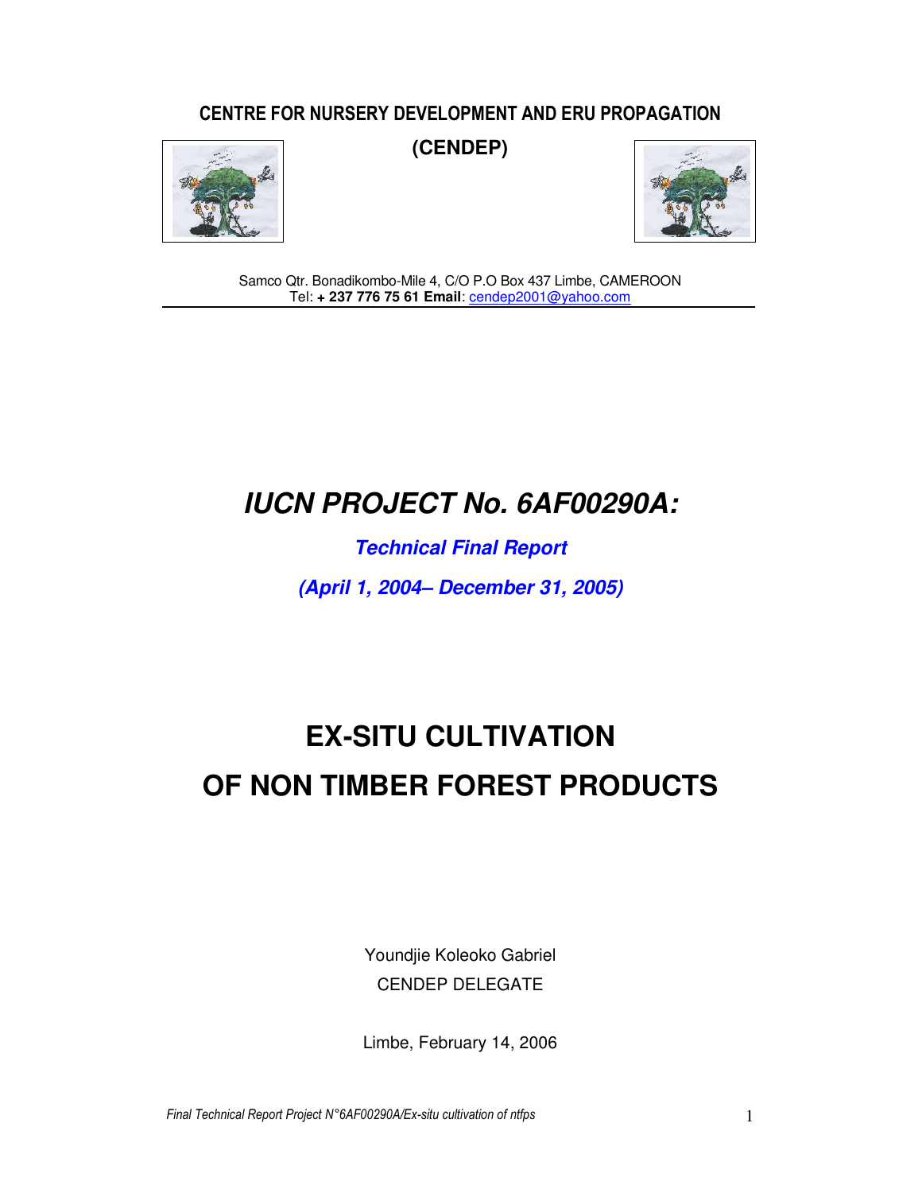**CENTRE FOR NURSERY DEVELOPMENT AND ERU PROPAGATION**

**(CENDEP)**

Samco Qtr. Bonadikombo-Mile 4, C/O P.O Box 437 Limbe, CAMEROON
Tel: **+ 237 776 75 61 Email**: cendep2001@yahoo.com

# *IUCN PROJECT No. 6AF00290A:*

***Technical Final Report***

***(April 1, 2004– December 31, 2005)***

# EX-SITU CULTIVATION OF NON TIMBER FOREST PRODUCTS

Youndjie Koleoko Gabriel
CENDEP DELEGATE

Limbe, February 14, 2006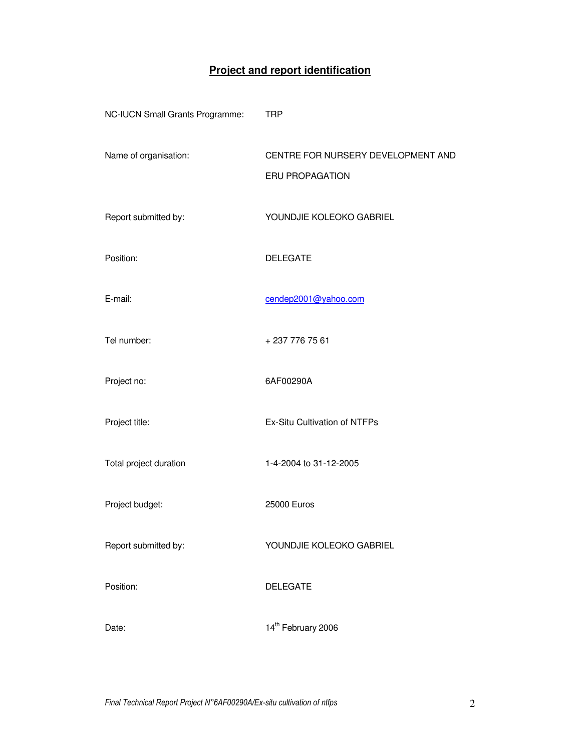## Project and report identification

| | |
|---|---|
| NC-IUCN Small Grants Programme: | TRP |
| Name of organisation: | CENTRE FOR NURSERY DEVELOPMENT AND ERU PROPAGATION |
| Report submitted by: | YOUNDJIE KOLEOKO GABRIEL |
| Position: | DELEGATE |
| E-mail: | cendep2001@yahoo.com |
| Tel number: | + 237 776 75 61 |
| Project no: | 6AF00290A |
| Project title: | Ex-Situ Cultivation of NTFPs |
| Total project duration | 1-4-2004 to 31-12-2005 |
| Project budget: | 25000 Euros |
| Report submitted by: | YOUNDJIE KOLEOKO GABRIEL |
| Position: | DELEGATE |
| Date: | 14th February 2006 |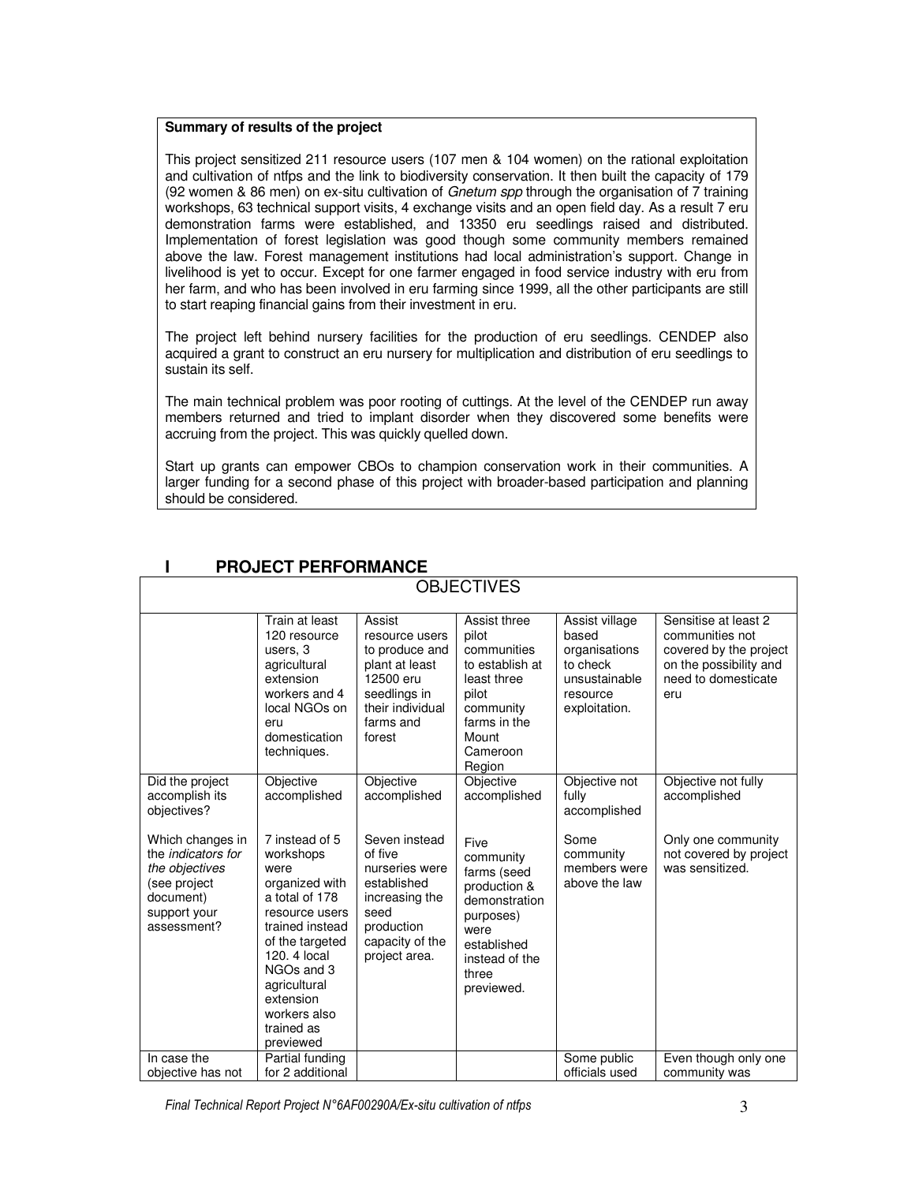**Summary of results of the project**

This project sensitized 211 resource users (107 men & 104 women) on the rational exploitation and cultivation of ntfps and the link to biodiversity conservation. It then built the capacity of 179 (92 women & 86 men) on ex-situ cultivation of *Gnetum spp* through the organisation of 7 training workshops, 63 technical support visits, 4 exchange visits and an open field day. As a result 7 eru demonstration farms were established, and 13350 eru seedlings raised and distributed. Implementation of forest legislation was good though some community members remained above the law. Forest management institutions had local administration's support. Change in livelihood is yet to occur. Except for one farmer engaged in food service industry with eru from her farm, and who has been involved in eru farming since 1999, all the other participants are still to start reaping financial gains from their investment in eru.

The project left behind nursery facilities for the production of eru seedlings. CENDEP also acquired a grant to construct an eru nursery for multiplication and distribution of eru seedlings to sustain its self.

The main technical problem was poor rooting of cuttings. At the level of the CENDEP run away members returned and tried to implant disorder when they discovered some benefits were accruing from the project. This was quickly quelled down.

Start up grants can empower CBOs to champion conservation work in their communities. A larger funding for a second phase of this project with broader-based participation and planning should be considered.

## I PROJECT PERFORMANCE

| OBJECTIVES | | | | | |
|---|---|---|---|---|---|
| | Train at least 120 resource users, 3 agricultural extension workers and 4 local NGOs on eru domestication techniques. | Assist resource users to produce and plant at least 12500 eru seedlings in their individual farms and forest | Assist three pilot communities to establish at least three pilot community farms in the Mount Cameroon Region | Assist village based organisations to check unsustainable resource exploitation. | Sensitise at least 2 communities not covered by the project on the possibility and need to domesticate eru |
| Did the project accomplish its objectives? | Objective accomplished | Objective accomplished | Objective accomplished | Objective not fully accomplished | Objective not fully accomplished |
| Which changes in the *indicators for the objectives* (see project document) support your assessment? | 7 instead of 5 workshops were organized with a total of 178 resource users trained instead of the targeted 120. 4 local NGOs and 3 agricultural extension workers also trained as previewed | Seven instead of five nurseries were established increasing the seed production capacity of the project area. | Five community farms (seed production & demonstration purposes) were established instead of the three previewed. | Some community members were above the law | Only one community not covered by project was sensitized. |
| In case the objective has not | Partial funding for 2 additional | | | Some public officials used | Even though only one community was |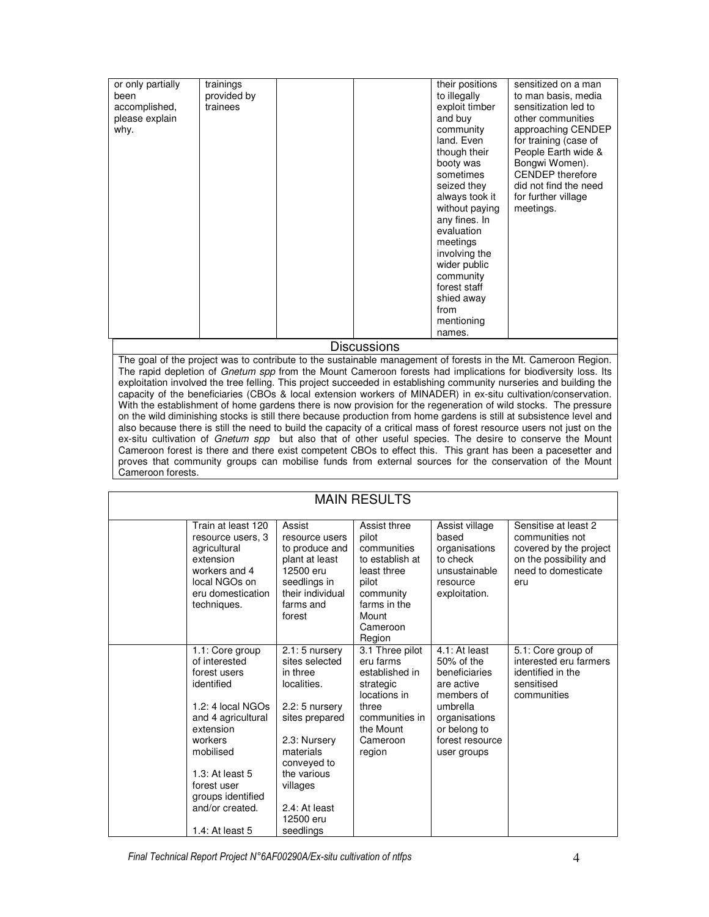| or only partially been accomplished, please explain why. | trainings provided by trainees | | | their positions to illegally exploit timber and buy community land. Even though their booty was sometimes seized they always took it without paying any fines. In evaluation meetings involving the wider public community forest staff shied away from mentioning names. | sensitized on a man to man basis, media sensitization led to other communities approaching CENDEP for training (case of People Earth wide & Bongwi Women). CENDEP therefore did not find the need for further village meetings. |
|---|---|---|---|---|---|

## Discussions

The goal of the project was to contribute to the sustainable management of forests in the Mt. Cameroon Region. The rapid depletion of *Gnetum spp* from the Mount Cameroon forests had implications for biodiversity loss. Its exploitation involved the tree felling. This project succeeded in establishing community nurseries and building the capacity of the beneficiaries (CBOs & local extension workers of MINADER) in ex-situ cultivation/conservation. With the establishment of home gardens there is now provision for the regeneration of wild stocks. The pressure on the wild diminishing stocks is still there because production from home gardens is still at subsistence level and also because there is still the need to build the capacity of a critical mass of forest resource users not just on the ex-situ cultivation of *Gnetum spp* but also that of other useful species. The desire to conserve the Mount Cameroon forest is there and there exist competent CBOs to effect this. This grant has been a pacesetter and proves that community groups can mobilise funds from external sources for the conservation of the Mount Cameroon forests.

## MAIN RESULTS

| | Train at least 120 resource users, 3 agricultural extension workers and 4 local NGOs on eru domestication techniques. | Assist resource users to produce and plant at least 12500 eru seedlings in their individual farms and forest | Assist three pilot communities to establish at least three pilot community farms in the Mount Cameroon Region | Assist village based organisations to check unsustainable resource exploitation. | Sensitise at least 2 communities not covered by the project on the possibility and need to domesticate eru |
|---|---|---|---|---|---|
| | 1.1: Core group of interested forest users identified<br><br>1.2: 4 local NGOs and 4 agricultural extension workers mobilised<br><br>1.3: At least 5 forest user groups identified and/or created.<br><br>1.4: At least 5 | 2.1: 5 nursery sites selected in three localities.<br><br>2.2: 5 nursery sites prepared<br><br>2.3: Nursery materials conveyed to the various villages<br><br>2.4: At least 12500 eru seedlings | 3.1 Three pilot eru farms established in strategic locations in three communities in the Mount Cameroon region | 4.1: At least 50% of the beneficiaries are active members of umbrella organisations or belong to forest resource user groups | 5.1: Core group of interested eru farmers identified in the sensitised communities |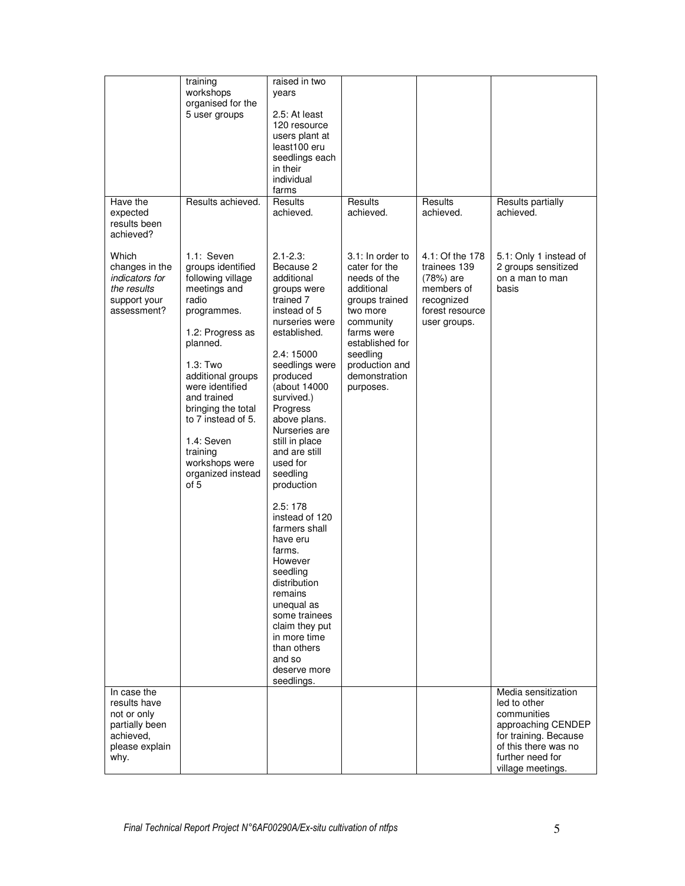| | | | | | |
|---|---|---|---|---|---|
| | training workshops organised for the 5 user groups | raised in two years<br><br>2.5: At least 120 resource users plant at least100 eru seedlings each in their individual farms | | | |
| Have the expected results been achieved?<br><br>Which changes in the *indicators for the results* support your assessment? | Results achieved.<br><br>1.1: Seven groups identified following village meetings and radio programmes.<br><br>1.2: Progress as planned.<br><br>1.3: Two additional groups were identified and trained bringing the total to 7 instead of 5.<br><br>1.4: Seven training workshops were organized instead of 5 | Results achieved.<br><br>2.1-2.3: Because 2 additional groups were trained 7 instead of 5 nurseries were established.<br><br>2.4: 15000 seedlings were produced (about 14000 survived.) Progress above plans. Nurseries are still in place and are still used for seedling production<br><br>2.5: 178 instead of 120 farmers shall have eru farms. However seedling distribution remains unequal as some trainees claim they put in more time than others and so deserve more seedlings. | Results achieved.<br><br>3.1: In order to cater for the needs of the additional groups trained two more community farms were established for seedling production and demonstration purposes. | Results achieved.<br><br>4.1: Of the 178 trainees 139 (78%) are members of recognized forest resource user groups. | Results partially achieved.<br><br>5.1: Only 1 instead of 2 groups sensitized on a man to man basis |
| In case the results have not or only partially been achieved, please explain why. | | | | | Media sensitization led to other communities approaching CENDEP for training. Because of this there was no further need for village meetings. |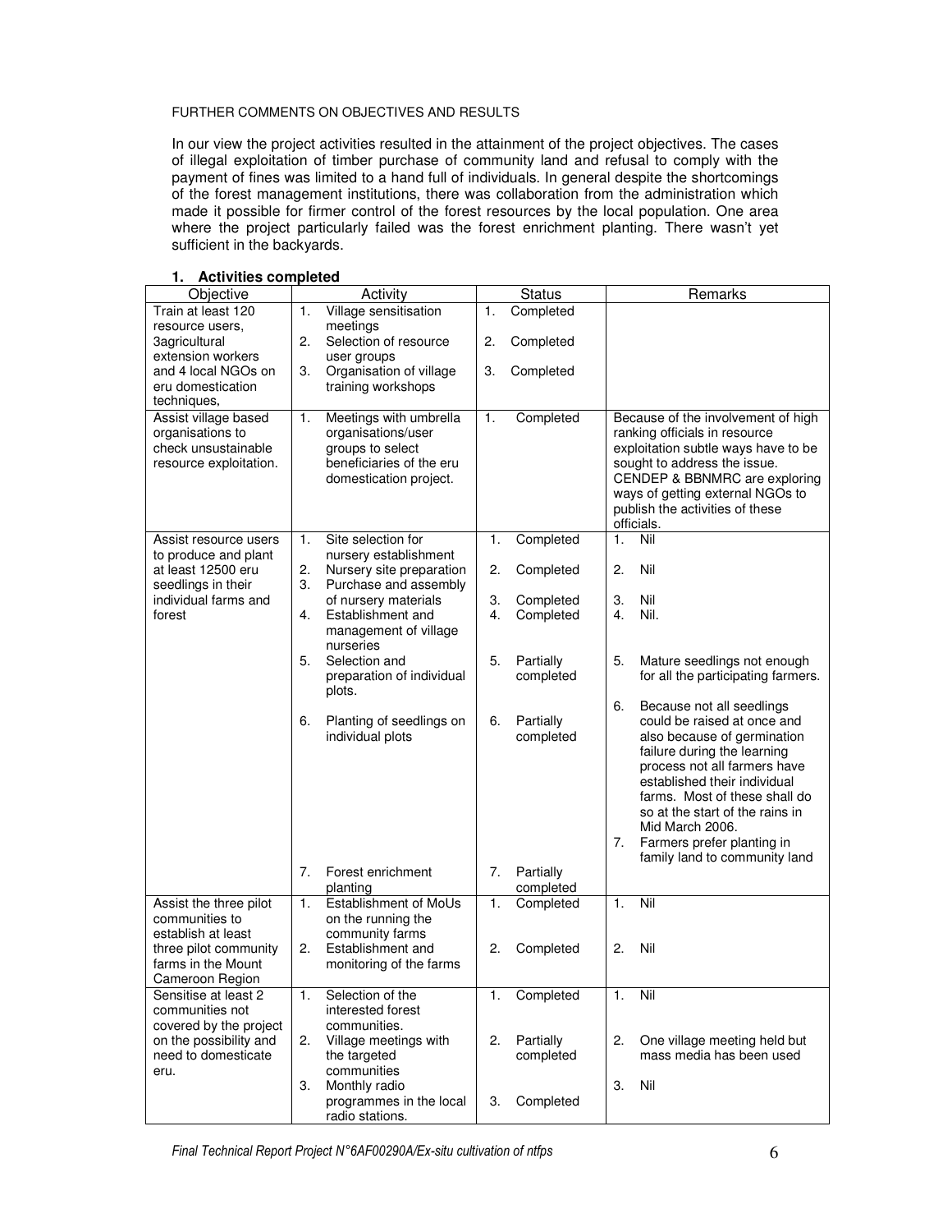FURTHER COMMENTS ON OBJECTIVES AND RESULTS

In our view the project activities resulted in the attainment of the project objectives. The cases of illegal exploitation of timber purchase of community land and refusal to comply with the payment of fines was limited to a hand full of individuals. In general despite the shortcomings of the forest management institutions, there was collaboration from the administration which made it possible for firmer control of the forest resources by the local population. One area where the project particularly failed was the forest enrichment planting. There wasn't yet sufficient in the backyards.

## 1. Activities completed

| Objective | Activity | Status | Remarks |
|---|---|---|---|
| Train at least 120 resource users, 3agricultural extension workers and 4 local NGOs on eru domestication techniques, | 1. Village sensitisation meetings<br>2. Selection of resource user groups<br>3. Organisation of village training workshops | 1. Completed<br>2. Completed<br>3. Completed | |
| Assist village based organisations to check unsustainable resource exploitation. | 1. Meetings with umbrella organisations/user groups to select beneficiaries of the eru domestication project. | 1. Completed | Because of the involvement of high ranking officials in resource exploitation subtle ways have to be sought to address the issue. CENDEP & BBNMRC are exploring ways of getting external NGOs to publish the activities of these officials. |
| Assist resource users to produce and plant at least 12500 eru seedlings in their individual farms and forest | 1. Site selection for nursery establishment<br>2. Nursery site preparation<br>3. Purchase and assembly of nursery materials<br>4. Establishment and management of village nurseries<br>5. Selection and preparation of individual plots.<br>6. Planting of seedlings on individual plots<br>7. Forest enrichment planting | 1. Completed<br>2. Completed<br>3. Completed<br>4. Completed<br>5. Partially completed<br>6. Partially completed<br>7. Partially completed | 1. Nil<br>2. Nil<br>3. Nil<br>4. Nil.<br>5. Mature seedlings not enough for all the participating farmers.<br>6. Because not all seedlings could be raised at once and also because of germination failure during the learning process not all farmers have established their individual farms. Most of these shall do so at the start of the rains in Mid March 2006.<br>7. Farmers prefer planting in family land to community land |
| Assist the three pilot communities to establish at least three pilot community farms in the Mount Cameroon Region | 1. Establishment of MoUs on the running the community farms<br>2. Establishment and monitoring of the farms | 1. Completed<br>2. Completed | 1. Nil<br>2. Nil |
| Sensitise at least 2 communities not covered by the project on the possibility and need to domesticate eru. | 1. Selection of the interested forest communities.<br>2. Village meetings with the targeted communities<br>3. Monthly radio programmes in the local radio stations. | 1. Completed<br>2. Partially completed<br>3. Completed | 1. Nil<br>2. One village meeting held but mass media has been used<br>3. Nil |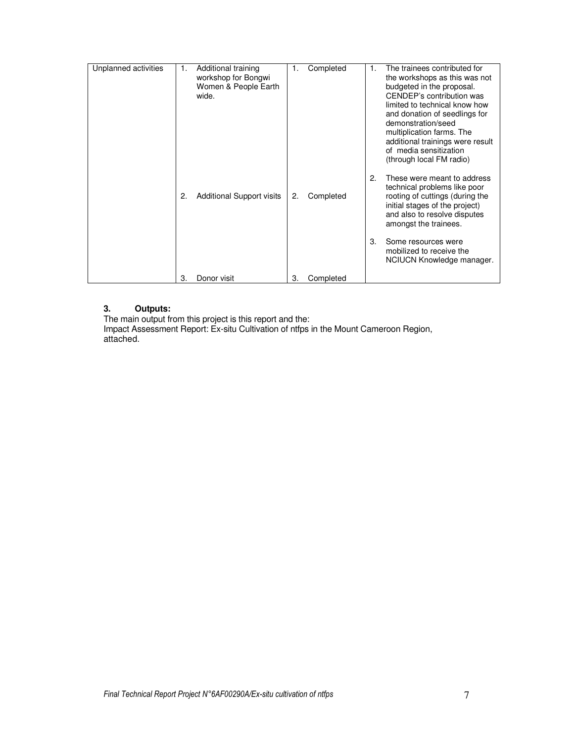| Unplanned activities | 1. Additional training workshop for Bongwi Women & People Earth wide.<br><br>2. Additional Support visits<br><br>3. Donor visit | 1. Completed<br><br>2. Completed<br><br>3. Completed | 1. The trainees contributed for the workshops as this was not budgeted in the proposal. CENDEP's contribution was limited to technical know how and donation of seedlings for demonstration/seed multiplication farms. The additional trainings were result of media sensitization (through local FM radio)<br><br>2. These were meant to address technical problems like poor rooting of cuttings (during the initial stages of the project) and also to resolve disputes amongst the trainees.<br><br>3. Some resources were mobilized to receive the NCIUCN Knowledge manager. |
|---|---|---|---|

### 3. Outputs:

The main output from this project is this report and the:
Impact Assessment Report: Ex-situ Cultivation of ntfps in the Mount Cameroon Region, attached.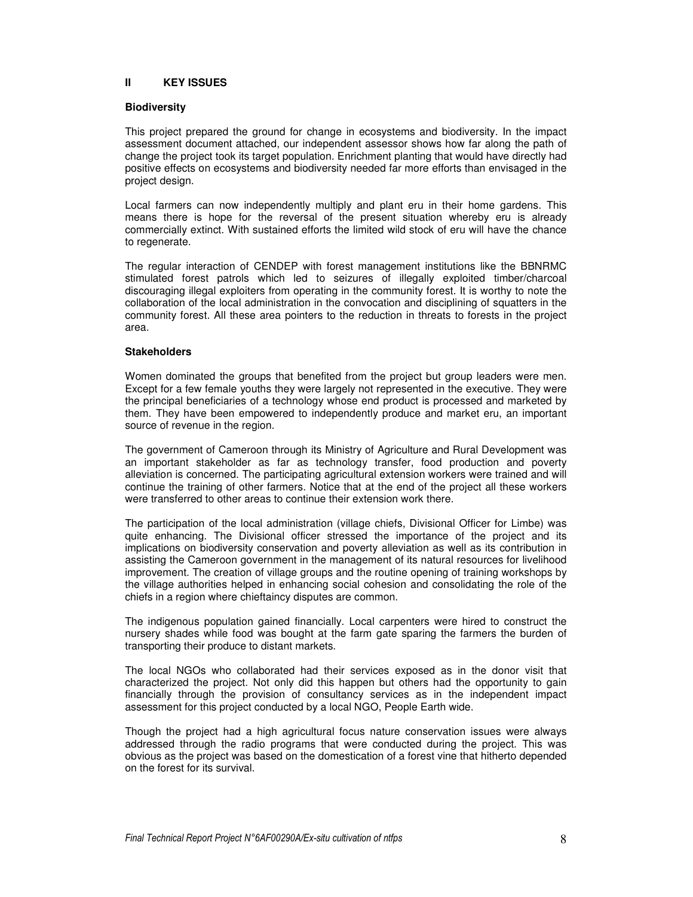## II KEY ISSUES

### Biodiversity

This project prepared the ground for change in ecosystems and biodiversity. In the impact assessment document attached, our independent assessor shows how far along the path of change the project took its target population. Enrichment planting that would have directly had positive effects on ecosystems and biodiversity needed far more efforts than envisaged in the project design.

Local farmers can now independently multiply and plant eru in their home gardens. This means there is hope for the reversal of the present situation whereby eru is already commercially extinct. With sustained efforts the limited wild stock of eru will have the chance to regenerate.

The regular interaction of CENDEP with forest management institutions like the BBNRMC stimulated forest patrols which led to seizures of illegally exploited timber/charcoal discouraging illegal exploiters from operating in the community forest. It is worthy to note the collaboration of the local administration in the convocation and disciplining of squatters in the community forest. All these area pointers to the reduction in threats to forests in the project area.

### Stakeholders

Women dominated the groups that benefited from the project but group leaders were men. Except for a few female youths they were largely not represented in the executive. They were the principal beneficiaries of a technology whose end product is processed and marketed by them. They have been empowered to independently produce and market eru, an important source of revenue in the region.

The government of Cameroon through its Ministry of Agriculture and Rural Development was an important stakeholder as far as technology transfer, food production and poverty alleviation is concerned. The participating agricultural extension workers were trained and will continue the training of other farmers. Notice that at the end of the project all these workers were transferred to other areas to continue their extension work there.

The participation of the local administration (village chiefs, Divisional Officer for Limbe) was quite enhancing. The Divisional officer stressed the importance of the project and its implications on biodiversity conservation and poverty alleviation as well as its contribution in assisting the Cameroon government in the management of its natural resources for livelihood improvement. The creation of village groups and the routine opening of training workshops by the village authorities helped in enhancing social cohesion and consolidating the role of the chiefs in a region where chieftaincy disputes are common.

The indigenous population gained financially. Local carpenters were hired to construct the nursery shades while food was bought at the farm gate sparing the farmers the burden of transporting their produce to distant markets.

The local NGOs who collaborated had their services exposed as in the donor visit that characterized the project. Not only did this happen but others had the opportunity to gain financially through the provision of consultancy services as in the independent impact assessment for this project conducted by a local NGO, People Earth wide.

Though the project had a high agricultural focus nature conservation issues were always addressed through the radio programs that were conducted during the project. This was obvious as the project was based on the domestication of a forest vine that hitherto depended on the forest for its survival.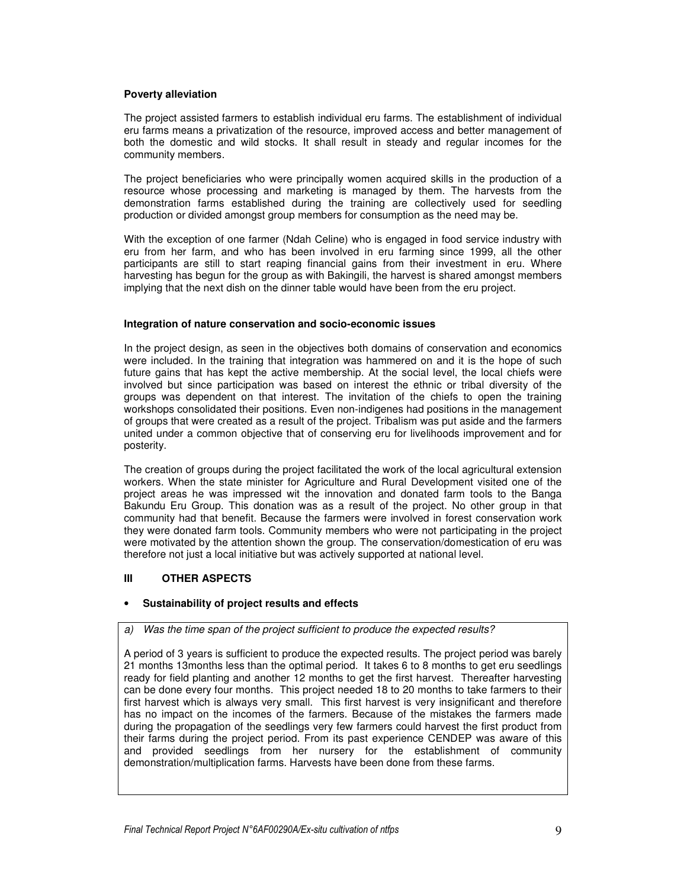**Poverty alleviation**

The project assisted farmers to establish individual eru farms. The establishment of individual eru farms means a privatization of the resource, improved access and better management of both the domestic and wild stocks. It shall result in steady and regular incomes for the community members.

The project beneficiaries who were principally women acquired skills in the production of a resource whose processing and marketing is managed by them. The harvests from the demonstration farms established during the training are collectively used for seedling production or divided amongst group members for consumption as the need may be.

With the exception of one farmer (Ndah Celine) who is engaged in food service industry with eru from her farm, and who has been involved in eru farming since 1999, all the other participants are still to start reaping financial gains from their investment in eru. Where harvesting has begun for the group as with Bakingili, the harvest is shared amongst members implying that the next dish on the dinner table would have been from the eru project.

**Integration of nature conservation and socio-economic issues**

In the project design, as seen in the objectives both domains of conservation and economics were included. In the training that integration was hammered on and it is the hope of such future gains that has kept the active membership. At the social level, the local chiefs were involved but since participation was based on interest the ethnic or tribal diversity of the groups was dependent on that interest. The invitation of the chiefs to open the training workshops consolidated their positions. Even non-indigenes had positions in the management of groups that were created as a result of the project. Tribalism was put aside and the farmers united under a common objective that of conserving eru for livelihoods improvement and for posterity.

The creation of groups during the project facilitated the work of the local agricultural extension workers. When the state minister for Agriculture and Rural Development visited one of the project areas he was impressed wit the innovation and donated farm tools to the Banga Bakundu Eru Group. This donation was as a result of the project. No other group in that community had that benefit. Because the farmers were involved in forest conservation work they were donated farm tools. Community members who were not participating in the project were motivated by the attention shown the group. The conservation/domestication of eru was therefore not just a local initiative but was actively supported at national level.

## III OTHER ASPECTS

- **Sustainability of project results and effects**

*a) Was the time span of the project sufficient to produce the expected results?*

A period of 3 years is sufficient to produce the expected results. The project period was barely 21 months 13months less than the optimal period. It takes 6 to 8 months to get eru seedlings ready for field planting and another 12 months to get the first harvest. Thereafter harvesting can be done every four months. This project needed 18 to 20 months to take farmers to their first harvest which is always very small. This first harvest is very insignificant and therefore has no impact on the incomes of the farmers. Because of the mistakes the farmers made during the propagation of the seedlings very few farmers could harvest the first product from their farms during the project period. From its past experience CENDEP was aware of this and provided seedlings from her nursery for the establishment of community demonstration/multiplication farms. Harvests have been done from these farms.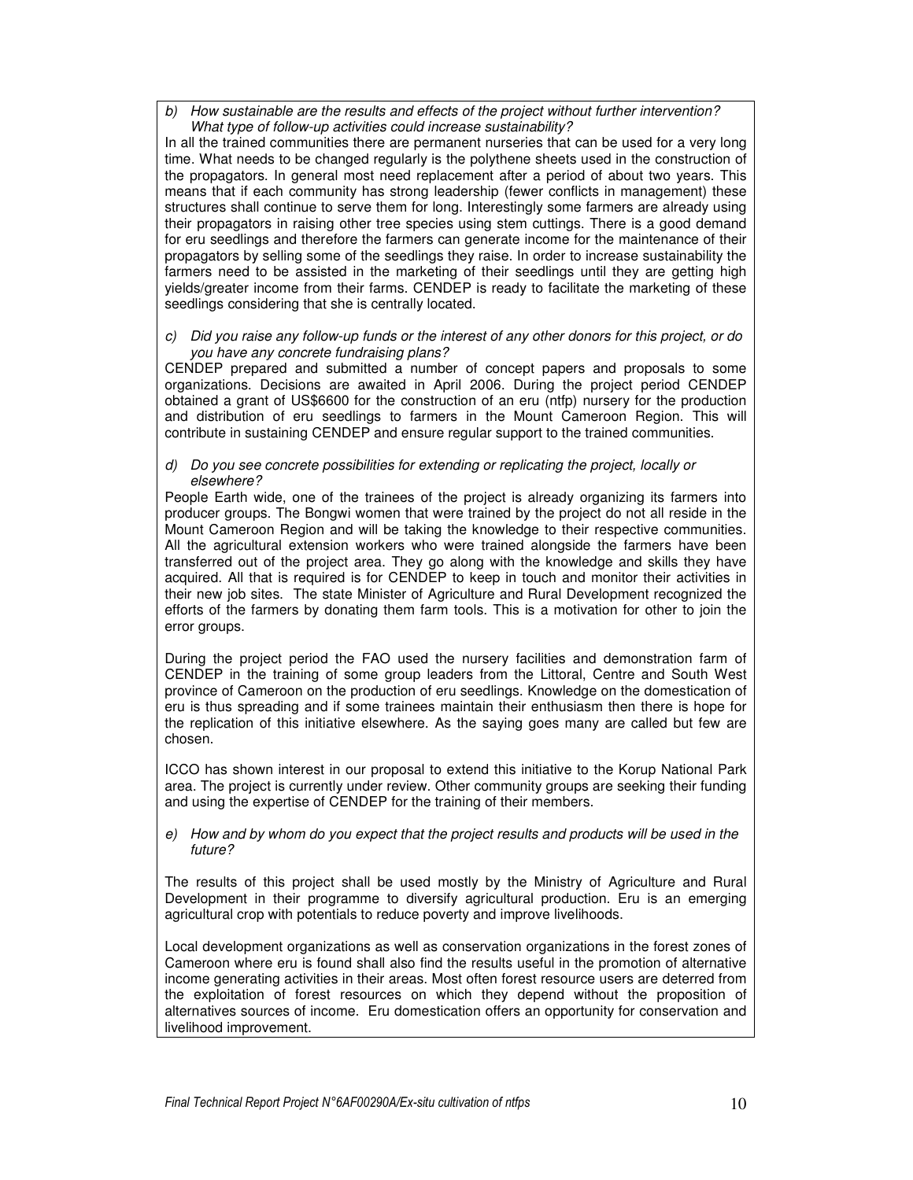*b) How sustainable are the results and effects of the project without further intervention? What type of follow-up activities could increase sustainability?*

In all the trained communities there are permanent nurseries that can be used for a very long time. What needs to be changed regularly is the polythene sheets used in the construction of the propagators. In general most need replacement after a period of about two years. This means that if each community has strong leadership (fewer conflicts in management) these structures shall continue to serve them for long. Interestingly some farmers are already using their propagators in raising other tree species using stem cuttings. There is a good demand for eru seedlings and therefore the farmers can generate income for the maintenance of their propagators by selling some of the seedlings they raise. In order to increase sustainability the farmers need to be assisted in the marketing of their seedlings until they are getting high yields/greater income from their farms. CENDEP is ready to facilitate the marketing of these seedlings considering that she is centrally located.

*c) Did you raise any follow-up funds or the interest of any other donors for this project, or do you have any concrete fundraising plans?*

CENDEP prepared and submitted a number of concept papers and proposals to some organizations. Decisions are awaited in April 2006. During the project period CENDEP obtained a grant of US$6600 for the construction of an eru (ntfp) nursery for the production and distribution of eru seedlings to farmers in the Mount Cameroon Region. This will contribute in sustaining CENDEP and ensure regular support to the trained communities.

*d) Do you see concrete possibilities for extending or replicating the project, locally or elsewhere?*

People Earth wide, one of the trainees of the project is already organizing its farmers into producer groups. The Bongwi women that were trained by the project do not all reside in the Mount Cameroon Region and will be taking the knowledge to their respective communities. All the agricultural extension workers who were trained alongside the farmers have been transferred out of the project area. They go along with the knowledge and skills they have acquired. All that is required is for CENDEP to keep in touch and monitor their activities in their new job sites. The state Minister of Agriculture and Rural Development recognized the efforts of the farmers by donating them farm tools. This is a motivation for other to join the error groups.

During the project period the FAO used the nursery facilities and demonstration farm of CENDEP in the training of some group leaders from the Littoral, Centre and South West province of Cameroon on the production of eru seedlings. Knowledge on the domestication of eru is thus spreading and if some trainees maintain their enthusiasm then there is hope for the replication of this initiative elsewhere. As the saying goes many are called but few are chosen.

ICCO has shown interest in our proposal to extend this initiative to the Korup National Park area. The project is currently under review. Other community groups are seeking their funding and using the expertise of CENDEP for the training of their members.

*e) How and by whom do you expect that the project results and products will be used in the future?*

The results of this project shall be used mostly by the Ministry of Agriculture and Rural Development in their programme to diversify agricultural production. Eru is an emerging agricultural crop with potentials to reduce poverty and improve livelihoods.

Local development organizations as well as conservation organizations in the forest zones of Cameroon where eru is found shall also find the results useful in the promotion of alternative income generating activities in their areas. Most often forest resource users are deterred from the exploitation of forest resources on which they depend without the proposition of alternatives sources of income. Eru domestication offers an opportunity for conservation and livelihood improvement.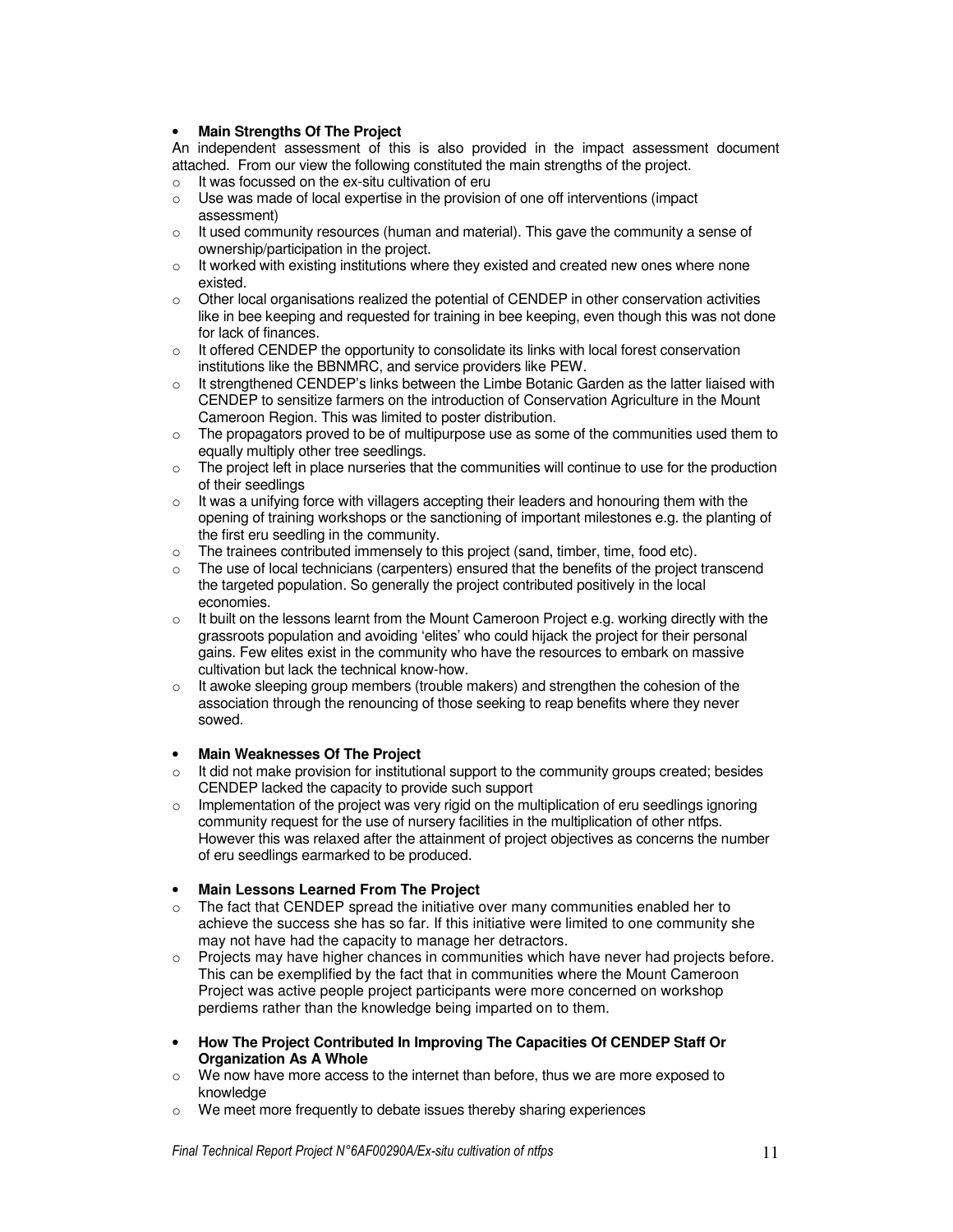- **Main Strengths Of The Project**

An independent assessment of this is also provided in the impact assessment document attached. From our view the following constituted the main strengths of the project.

  - It was focussed on the ex-situ cultivation of eru
  - Use was made of local expertise in the provision of one off interventions (impact assessment)
  - It used community resources (human and material). This gave the community a sense of ownership/participation in the project.
  - It worked with existing institutions where they existed and created new ones where none existed.
  - Other local organisations realized the potential of CENDEP in other conservation activities like in bee keeping and requested for training in bee keeping, even though this was not done for lack of finances.
  - It offered CENDEP the opportunity to consolidate its links with local forest conservation institutions like the BBNMRC, and service providers like PEW.
  - It strengthened CENDEP's links between the Limbe Botanic Garden as the latter liaised with CENDEP to sensitize farmers on the introduction of Conservation Agriculture in the Mount Cameroon Region. This was limited to poster distribution.
  - The propagators proved to be of multipurpose use as some of the communities used them to equally multiply other tree seedlings.
  - The project left in place nurseries that the communities will continue to use for the production of their seedlings
  - It was a unifying force with villagers accepting their leaders and honouring them with the opening of training workshops or the sanctioning of important milestones e.g. the planting of the first eru seedling in the community.
  - The trainees contributed immensely to this project (sand, timber, time, food etc).
  - The use of local technicians (carpenters) ensured that the benefits of the project transcend the targeted population. So generally the project contributed positively in the local economies.
  - It built on the lessons learnt from the Mount Cameroon Project e.g. working directly with the grassroots population and avoiding 'elites' who could hijack the project for their personal gains. Few elites exist in the community who have the resources to embark on massive cultivation but lack the technical know-how.
  - It awoke sleeping group members (trouble makers) and strengthen the cohesion of the association through the renouncing of those seeking to reap benefits where they never sowed.

- **Main Weaknesses Of The Project**
  - It did not make provision for institutional support to the community groups created; besides CENDEP lacked the capacity to provide such support
  - Implementation of the project was very rigid on the multiplication of eru seedlings ignoring community request for the use of nursery facilities in the multiplication of other ntfps. However this was relaxed after the attainment of project objectives as concerns the number of eru seedlings earmarked to be produced.

- **Main Lessons Learned From The Project**
  - The fact that CENDEP spread the initiative over many communities enabled her to achieve the success she has so far. If this initiative were limited to one community she may not have had the capacity to manage her detractors.
  - Projects may have higher chances in communities which have never had projects before. This can be exemplified by the fact that in communities where the Mount Cameroon Project was active people project participants were more concerned on workshop perdiems rather than the knowledge being imparted on to them.

- **How The Project Contributed In Improving The Capacities Of CENDEP Staff Or Organization As A Whole**
  - We now have more access to the internet than before, thus we are more exposed to knowledge
  - We meet more frequently to debate issues thereby sharing experiences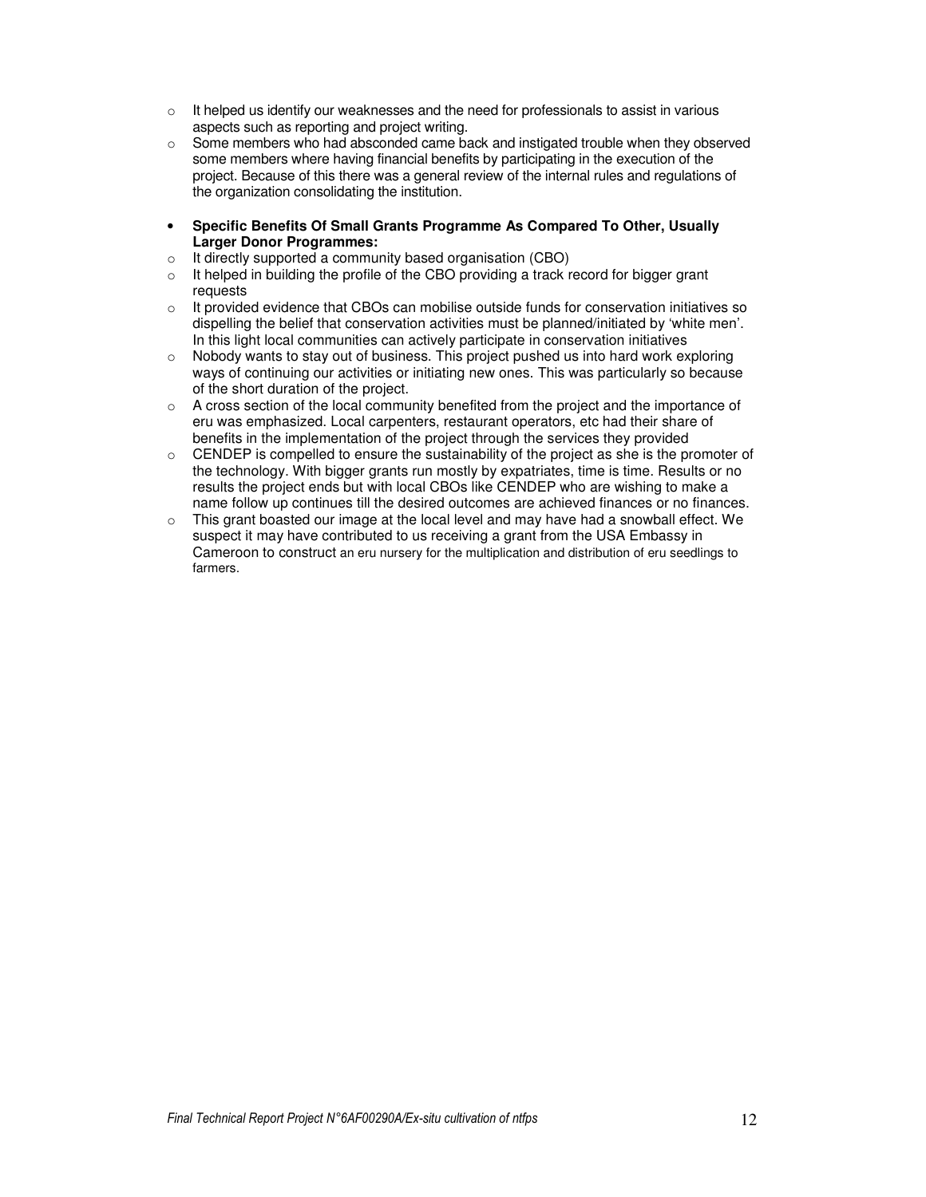- It helped us identify our weaknesses and the need for professionals to assist in various aspects such as reporting and project writing.
- Some members who had absconded came back and instigated trouble when they observed some members where having financial benefits by participating in the execution of the project. Because of this there was a general review of the internal rules and regulations of the organization consolidating the institution.

- **Specific Benefits Of Small Grants Programme As Compared To Other, Usually Larger Donor Programmes:**
  - It directly supported a community based organisation (CBO)
  - It helped in building the profile of the CBO providing a track record for bigger grant requests
  - It provided evidence that CBOs can mobilise outside funds for conservation initiatives so dispelling the belief that conservation activities must be planned/initiated by 'white men'. In this light local communities can actively participate in conservation initiatives
  - Nobody wants to stay out of business. This project pushed us into hard work exploring ways of continuing our activities or initiating new ones. This was particularly so because of the short duration of the project.
  - A cross section of the local community benefited from the project and the importance of eru was emphasized. Local carpenters, restaurant operators, etc had their share of benefits in the implementation of the project through the services they provided
  - CENDEP is compelled to ensure the sustainability of the project as she is the promoter of the technology. With bigger grants run mostly by expatriates, time is time. Results or no results the project ends but with local CBOs like CENDEP who are wishing to make a name follow up continues till the desired outcomes are achieved finances or no finances.
  - This grant boasted our image at the local level and may have had a snowball effect. We suspect it may have contributed to us receiving a grant from the USA Embassy in Cameroon to construct an eru nursery for the multiplication and distribution of eru seedlings to farmers.